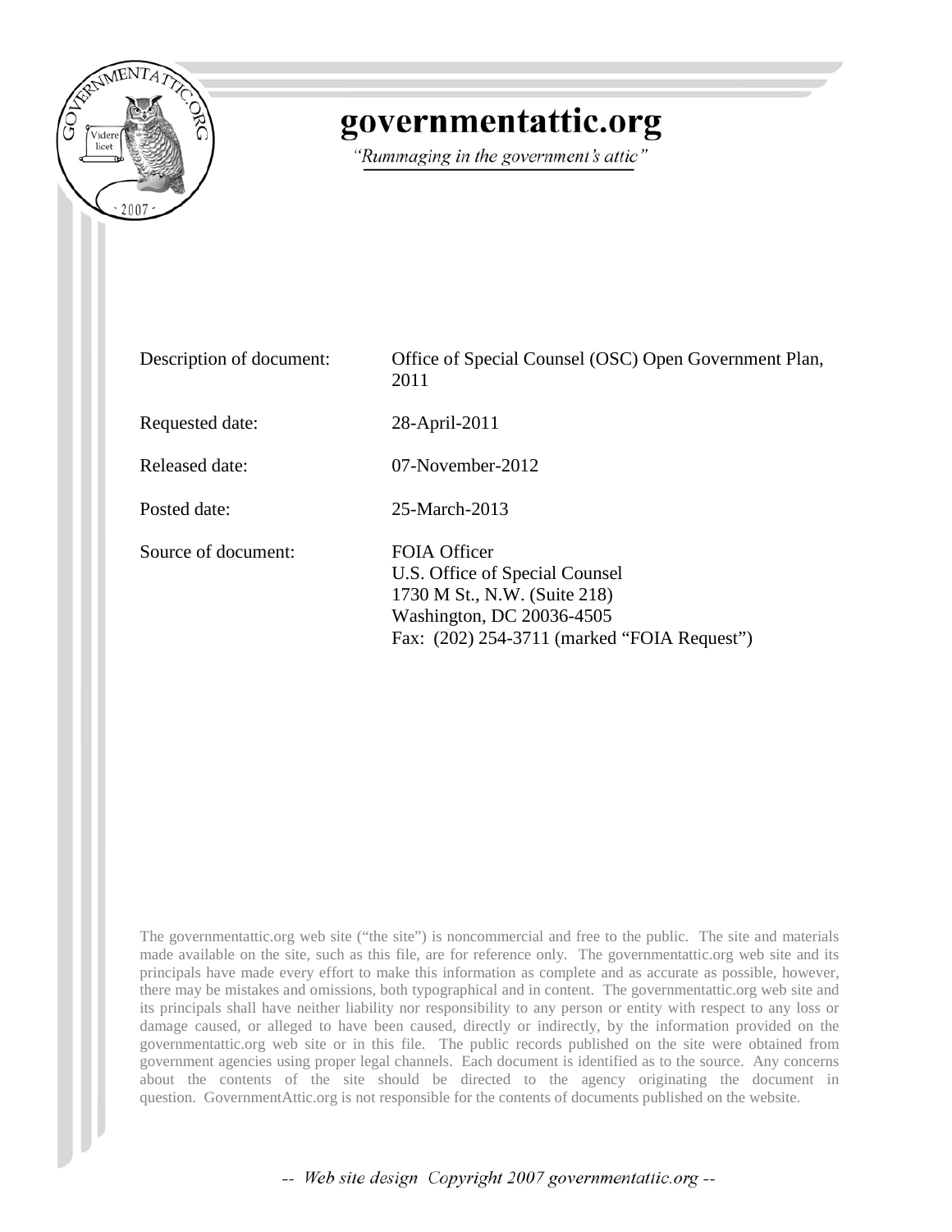# governmentattic.org

*"Rummaging in the government's attic"*

| | |
|---|---|
| Description of document: | Office of Special Counsel (OSC) Open Government Plan, 2011 |
| Requested date: | 28-April-2011 |
| Released date: | 07-November-2012 |
| Posted date: | 25-March-2013 |
| Source of document: | FOIA Officer<br>U.S. Office of Special Counsel<br>1730 M St., N.W. (Suite 218)<br>Washington, DC 20036-4505<br>Fax: (202) 254-3711 (marked "FOIA Request") |

The governmentattic.org web site ("the site") is noncommercial and free to the public. The site and materials made available on the site, such as this file, are for reference only. The governmentattic.org web site and its principals have made every effort to make this information as complete and as accurate as possible, however, there may be mistakes and omissions, both typographical and in content. The governmentattic.org web site and its principals shall have neither liability nor responsibility to any person or entity with respect to any loss or damage caused, or alleged to have been caused, directly or indirectly, by the information provided on the governmentattic.org web site or in this file. The public records published on the site were obtained from government agencies using proper legal channels. Each document is identified as to the source. Any concerns about the contents of the site should be directed to the agency originating the document in question. GovernmentAttic.org is not responsible for the contents of documents published on the website.

*-- Web site design Copyright 2007 governmentattic.org --*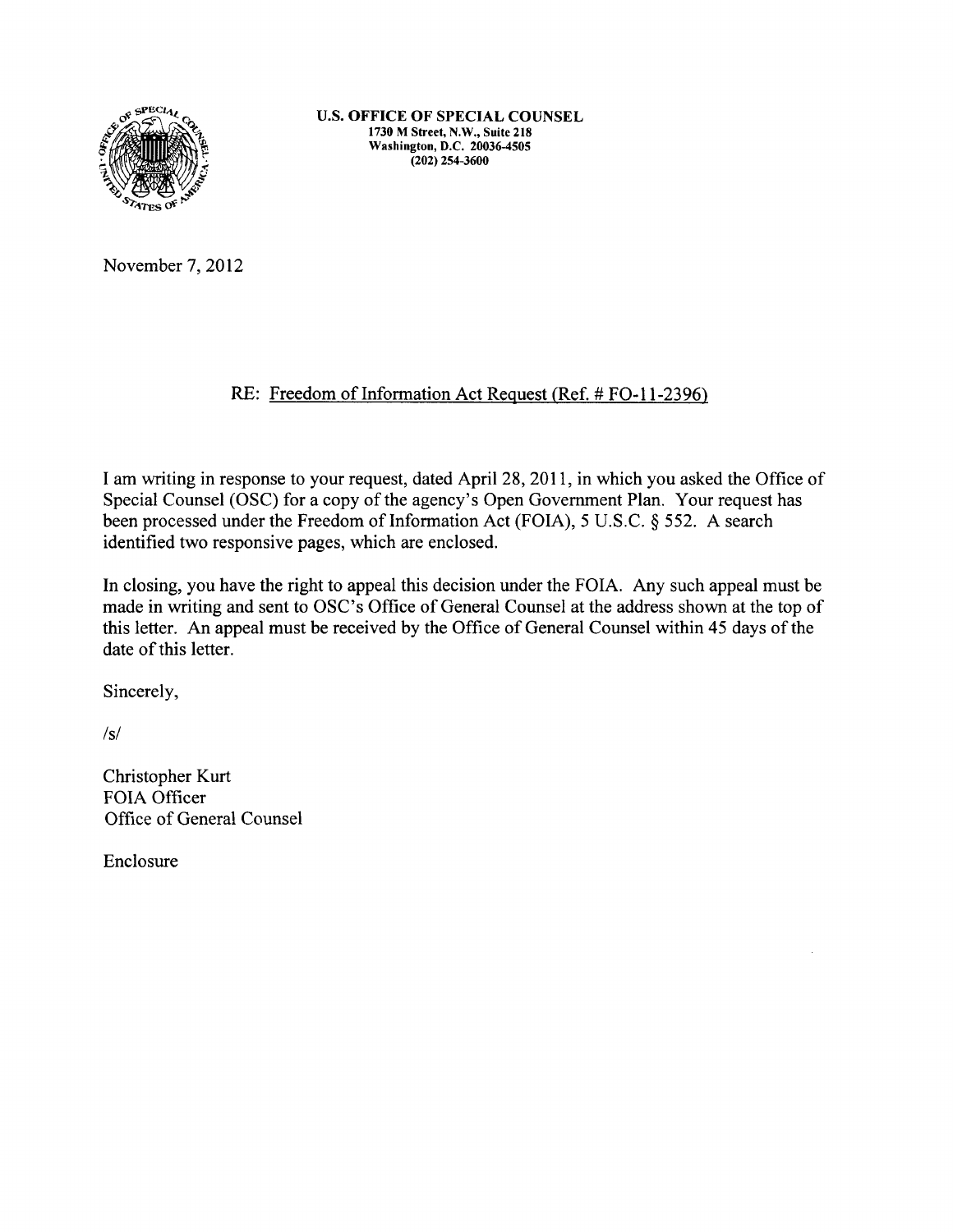**U.S. OFFICE OF SPECIAL COUNSEL**
1730 M Street, N.W., Suite 218
Washington, D.C. 20036-4505
(202) 254-3600

November 7, 2012

RE: Freedom of Information Act Request (Ref. # FO-11-2396)

I am writing in response to your request, dated April 28, 2011, in which you asked the Office of Special Counsel (OSC) for a copy of the agency's Open Government Plan. Your request has been processed under the Freedom of Information Act (FOIA), 5 U.S.C. § 552. A search identified two responsive pages, which are enclosed.

In closing, you have the right to appeal this decision under the FOIA. Any such appeal must be made in writing and sent to OSC's Office of General Counsel at the address shown at the top of this letter. An appeal must be received by the Office of General Counsel within 45 days of the date of this letter.

Sincerely,

/s/

Christopher Kurt
FOIA Officer
Office of General Counsel

Enclosure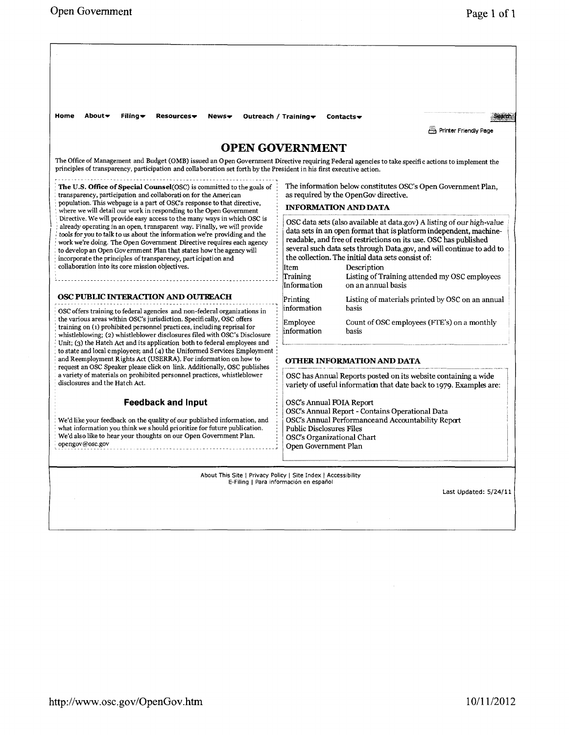Home About Filing Resources News Outreach / Training Contacts

Printer Friendly Page

# OPEN GOVERNMENT

The Office of Management and Budget (OMB) issued an Open Government Directive requiring Federal agencies to take specific actions to implement the principles of transparency, participation and collaboration set forth by the President in his first executive action.

**The U.S. Office of Special Counsel**(OSC) is committed to the goals of transparency, participation and collaboration for the American population. This webpage is a part of OSC's response to that directive, where we will detail our work in responding to the Open Government Directive. We will provide easy access to the many ways in which OSC is already operating in an open, transparent way. Finally, we will provide tools for you to talk to us about the information we're providing and the work we're doing. The Open Government Directive requires each agency to develop an Open Government Plan that states how the agency will incorporate the principles of transparency, participation and collaboration into its core mission objectives.

## OSC PUBLIC INTERACTION AND OUTREACH

OSC offers training to federal agencies and non-federal organizations in the various areas within OSC's jurisdiction. Specifically, OSC offers training on (1) prohibited personnel practices, including reprisal for whistleblowing; (2) whistleblower disclosures filed with OSC's Disclosure Unit; (3) the Hatch Act and its application both to federal employees and to state and local employees; and (4) the Uniformed Services Employment and Reemployment Rights Act (USERRA). For information on how to request an OSC Speaker please click on link. Additionally, OSC publishes a variety of materials on prohibited personnel practices, whistleblower disclosures and the Hatch Act.

## Feedback and Input

We'd like your feedback on the quality of our published information, and what information you think we should prioritize for future publication. We'd also like to hear your thoughts on our Open Government Plan. opengov@osc.gov

The information below constitutes OSC's Open Government Plan, as required by the OpenGov directive.

## INFORMATION AND DATA

OSC data sets (also available at data.gov) A listing of our high-value data sets in an open format that is platform independent, machine-readable, and free of restrictions on its use. OSC has published several such data sets through Data.gov, and will continue to add to the collection. The initial data sets consist of:

| Item | Description |
|---|---|
| Training Information | Listing of Training attended my OSC employees on an annual basis |
| Printing information | Listing of materials printed by OSC on an annual basis |
| Employee information | Count of OSC employees (FTE's) on a monthly basis |

## OTHER INFORMATION AND DATA

OSC has Annual Reports posted on its website containing a wide variety of useful information that date back to 1979. Examples are:

- OSC's Annual FOIA Report
- OSC's Annual Report - Contains Operational Data
- OSC's Annual Performanceand Accountability Report
- Public Disclosures Files
- OSC's Organizational Chart
- Open Government Plan

About This Site | Privacy Policy | Site Index | Accessibility
E-Filing | Para información en español

Last Updated: 5/24/11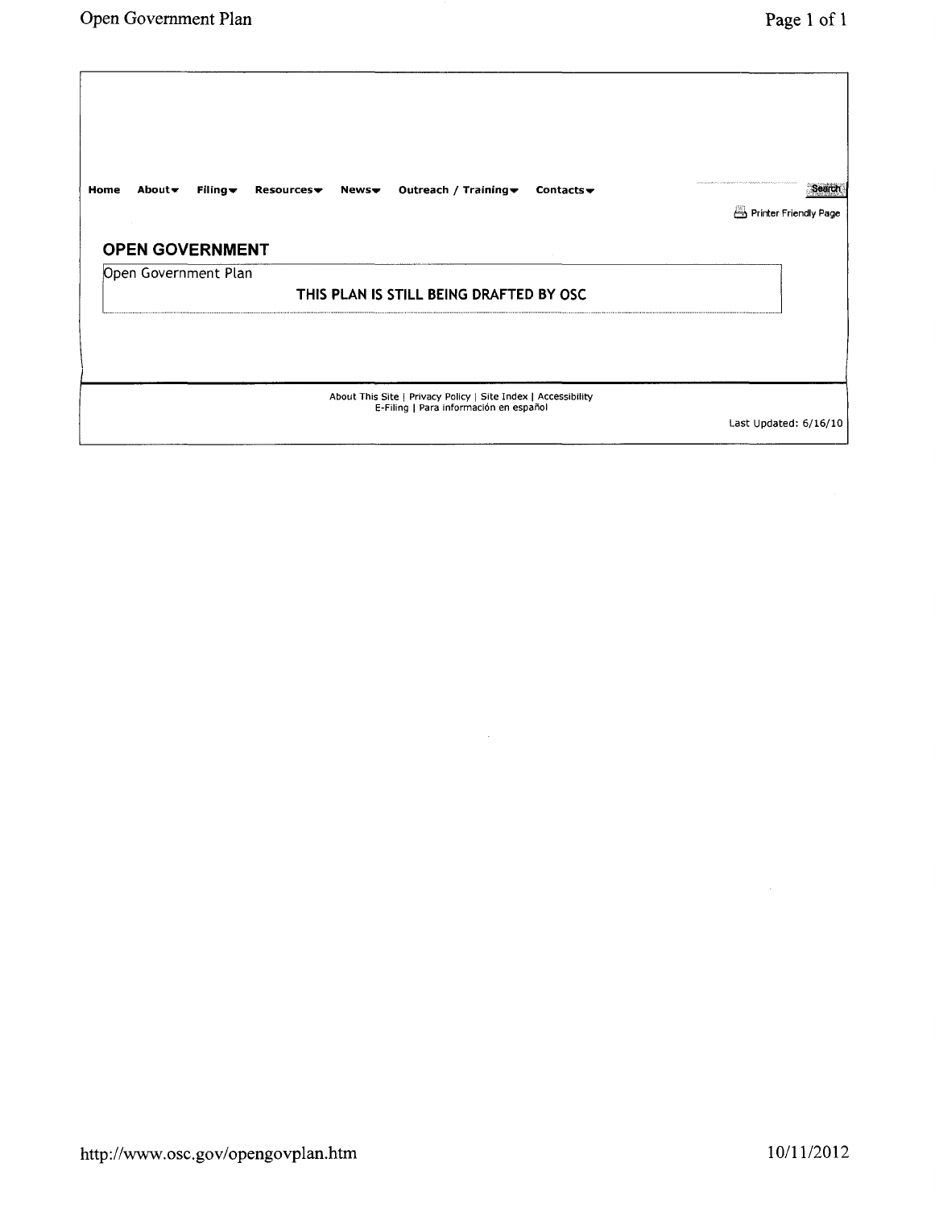Home About Filing Resources News Outreach / Training Contacts

Search

Printer Friendly Page

## OPEN GOVERNMENT

Open Government Plan

**THIS PLAN IS STILL BEING DRAFTED BY OSC**

About This Site | Privacy Policy | Site Index | Accessibility
E-Filing | Para información en español

Last Updated: 6/16/10